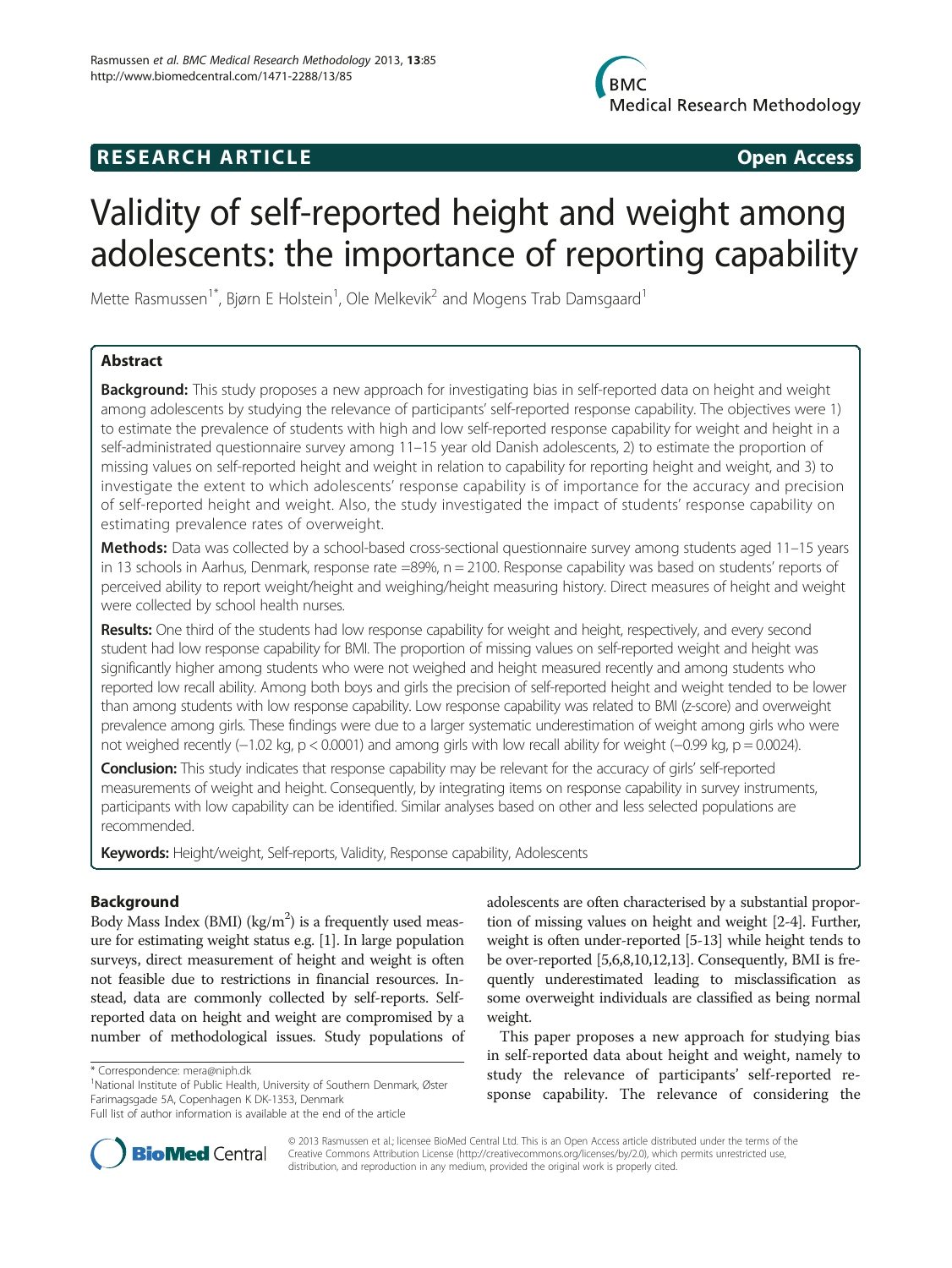**RESEARCH ARTICLE** **Open Access**

# Validity of self-reported height and weight among adolescents: the importance of reporting capability

Mette Rasmussen[1*], Bjørn E Holstein[1], Ole Melkevik[2] and Mogens Trab Damsgaard[1]

## Abstract

**Background:** This study proposes a new approach for investigating bias in self-reported data on height and weight among adolescents by studying the relevance of participants' self-reported response capability. The objectives were 1) to estimate the prevalence of students with high and low self-reported response capability for weight and height in a self-administrated questionnaire survey among 11–15 year old Danish adolescents, 2) to estimate the proportion of missing values on self-reported height and weight in relation to capability for reporting height and weight, and 3) to investigate the extent to which adolescents' response capability is of importance for the accuracy and precision of self-reported height and weight. Also, the study investigated the impact of students' response capability on estimating prevalence rates of overweight.

**Methods:** Data was collected by a school-based cross-sectional questionnaire survey among students aged 11–15 years in 13 schools in Aarhus, Denmark, response rate =89%, n = 2100. Response capability was based on students' reports of perceived ability to report weight/height and weighing/height measuring history. Direct measures of height and weight were collected by school health nurses.

**Results:** One third of the students had low response capability for weight and height, respectively, and every second student had low response capability for BMI. The proportion of missing values on self-reported weight and height was significantly higher among students who were not weighed and height measured recently and among students who reported low recall ability. Among both boys and girls the precision of self-reported height and weight tended to be lower than among students with low response capability. Low response capability was related to BMI (z-score) and overweight prevalence among girls. These findings were due to a larger systematic underestimation of weight among girls who were not weighed recently (−1.02 kg, $p < 0.0001$) and among girls with low recall ability for weight (−0.99 kg, $p = 0.0024$).

**Conclusion:** This study indicates that response capability may be relevant for the accuracy of girls' self-reported measurements of weight and height. Consequently, by integrating items on response capability in survey instruments, participants with low capability can be identified. Similar analyses based on other and less selected populations are recommended.

**Keywords:** Height/weight, Self-reports, Validity, Response capability, Adolescents

## Background

Body Mass Index (BMI) (kg/m$^2$) is a frequently used measure for estimating weight status e.g. [1]. In large population surveys, direct measurement of height and weight is often not feasible due to restrictions in financial resources. Instead, data are commonly collected by self-reports. Self-reported data on height and weight are compromised by a number of methodological issues. Study populations of adolescents are often characterised by a substantial proportion of missing values on height and weight [2-4]. Further, weight is often under-reported [5-13] while height tends to be over-reported [5,6,8,10,12,13]. Consequently, BMI is frequently underestimated leading to misclassification as some overweight individuals are classified as being normal weight.

This paper proposes a new approach for studying bias in self-reported data about height and weight, namely to study the relevance of participants' self-reported response capability. The relevance of considering the

\* Correspondence: mera@niph.dk
[1]National Institute of Public Health, University of Southern Denmark, Øster Farimagsgade 5A, Copenhagen K DK-1353, Denmark
Full list of author information is available at the end of the article

© 2013 Rasmussen et al.; licensee BioMed Central Ltd. This is an Open Access article distributed under the terms of the Creative Commons Attribution License (http://creativecommons.org/licenses/by/2.0), which permits unrestricted use, distribution, and reproduction in any medium, provided the original work is properly cited.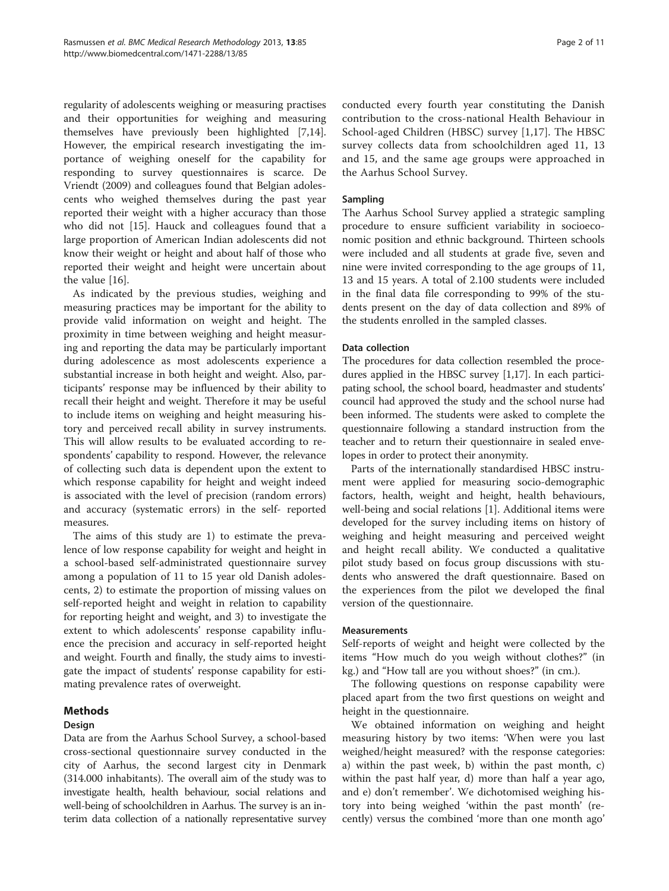regularity of adolescents weighing or measuring practises and their opportunities for weighing and measuring themselves have previously been highlighted [7,14]. However, the empirical research investigating the importance of weighing oneself for the capability for responding to survey questionnaires is scarce. De Vriendt (2009) and colleagues found that Belgian adolescents who weighed themselves during the past year reported their weight with a higher accuracy than those who did not [15]. Hauck and colleagues found that a large proportion of American Indian adolescents did not know their weight or height and about half of those who reported their weight and height were uncertain about the value [16].

As indicated by the previous studies, weighing and measuring practises may be important for the ability to provide valid information on weight and height. The proximity in time between weighing and height measuring and reporting the data may be particularly important during adolescence as most adolescents experience a substantial increase in both height and weight. Also, participants' response may be influenced by their ability to recall their height and weight. Therefore it may be useful to include items on weighing and height measuring history and perceived recall ability in survey instruments. This will allow results to be evaluated according to respondents' capability to respond. However, the relevance of collecting such data is dependent upon the extent to which response capability for height and weight indeed is associated with the level of precision (random errors) and accuracy (systematic errors) in the self- reported measures.

The aims of this study are 1) to estimate the prevalence of low response capability for weight and height in a school-based self-administrated questionnaire survey among a population of 11 to 15 year old Danish adolescents, 2) to estimate the proportion of missing values on self-reported height and weight in relation to capability for reporting height and weight, and 3) to investigate the extent to which adolescents' response capability influence the precision and accuracy in self-reported height and weight. Fourth and finally, the study aims to investigate the impact of students' response capability for estimating prevalence rates of overweight.

## Methods

### Design

Data are from the Aarhus School Survey, a school-based cross-sectional questionnaire survey conducted in the city of Aarhus, the second largest city in Denmark (314.000 inhabitants). The overall aim of the study was to investigate health, health behaviour, social relations and well-being of schoolchildren in Aarhus. The survey is an interim data collection of a nationally representative survey conducted every fourth year constituting the Danish contribution to the cross-national Health Behaviour in School-aged Children (HBSC) survey [1,17]. The HBSC survey collects data from schoolchildren aged 11, 13 and 15, and the same age groups were approached in the Aarhus School Survey.

### Sampling

The Aarhus School Survey applied a strategic sampling procedure to ensure sufficient variability in socioeconomic position and ethnic background. Thirteen schools were included and all students at grade five, seven and nine were invited corresponding to the age groups of 11, 13 and 15 years. A total of 2.100 students were included in the final data file corresponding to 99% of the students present on the day of data collection and 89% of the students enrolled in the sampled classes.

### Data collection

The procedures for data collection resembled the procedures applied in the HBSC survey [1,17]. In each participating school, the school board, headmaster and students' council had approved the study and the school nurse had been informed. The students were asked to complete the questionnaire following a standard instruction from the teacher and to return their questionnaire in sealed envelopes in order to protect their anonymity.

Parts of the internationally standardised HBSC instrument were applied for measuring socio-demographic factors, health, weight and height, health behaviours, well-being and social relations [1]. Additional items were developed for the survey including items on history of weighing and height measuring and perceived weight and height recall ability. We conducted a qualitative pilot study based on focus group discussions with students who answered the draft questionnaire. Based on the experiences from the pilot we developed the final version of the questionnaire.

### Measurements

Self-reports of weight and height were collected by the items "How much do you weigh without clothes?" (in kg.) and "How tall are you without shoes?" (in cm.).

The following questions on response capability were placed apart from the two first questions on weight and height in the questionnaire.

We obtained information on weighing and height measuring history by two items: 'When were you last weighed/height measured? with the response categories: a) within the past week, b) within the past month, c) within the past half year, d) more than half a year ago, and e) don't remember'. We dichotomised weighing history into being weighed 'within the past month' (recently) versus the combined 'more than one month ago'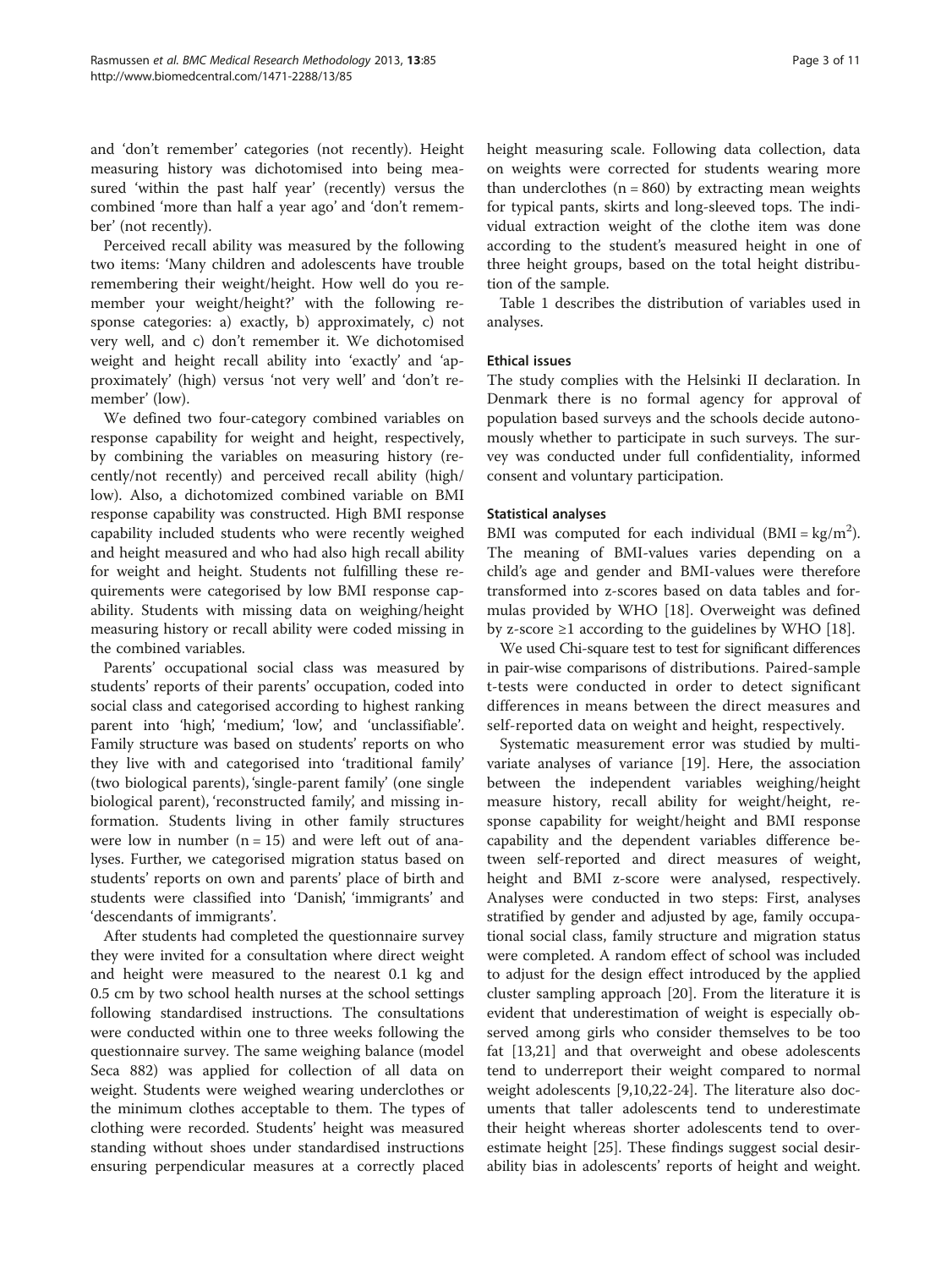and 'don't remember' categories (not recently). Height measuring history was dichotomised into being measured 'within the past half year' (recently) versus the combined 'more than half a year ago' and 'don't remember' (not recently).

Perceived recall ability was measured by the following two items: 'Many children and adolescents have trouble remembering their weight/height. How well do you remember your weight/height?' with the following response categories: a) exactly, b) approximately, c) not very well, and c) don't remember it. We dichotomised weight and height recall ability into 'exactly' and 'approximately' (high) versus 'not very well' and 'don't remember' (low).

We defined two four-category combined variables on response capability for weight and height, respectively, by combining the variables on measuring history (recently/not recently) and perceived recall ability (high/low). Also, a dichotomized combined variable on BMI response capability was constructed. High BMI response capability included students who were recently weighed and height measured and who had also high recall ability for weight and height. Students not fulfilling these requirements were categorised by low BMI response capability. Students with missing data on weighing/height measuring history or recall ability were coded missing in the combined variables.

Parents' occupational social class was measured by students' reports of their parents' occupation, coded into social class and categorised according to highest ranking parent into 'high', 'medium', 'low', and 'unclassifiable'. Family structure was based on students' reports on who they live with and categorised into 'traditional family' (two biological parents), 'single-parent family' (one single biological parent), 'reconstructed family', and missing information. Students living in other family structures were low in number (n = 15) and were left out of analyses. Further, we categorised migration status based on students' reports on own and parents' place of birth and students were classified into 'Danish', 'immigrants' and 'descendants of immigrants'.

After students had completed the questionnaire survey they were invited for a consultation where direct weight and height were measured to the nearest 0.1 kg and 0.5 cm by two school health nurses at the school settings following standardised instructions. The consultations were conducted within one to three weeks following the questionnaire survey. The same weighing balance (model Seca 882) was applied for collection of all data on weight. Students were weighed wearing underclothes or the minimum clothes acceptable to them. The types of clothing were recorded. Students' height was measured standing without shoes under standardised instructions ensuring perpendicular measures at a correctly placed height measuring scale. Following data collection, data on weights were corrected for students wearing more than underclothes (n = 860) by extracting mean weights for typical pants, skirts and long-sleeved tops. The individual extraction weight of the clothe item was done according to the student's measured height in one of three height groups, based on the total height distribution of the sample.

Table 1 describes the distribution of variables used in analyses.

### Ethical issues

The study complies with the Helsinki II declaration. In Denmark there is no formal agency for approval of population based surveys and the schools decide autonomously whether to participate in such surveys. The survey was conducted under full confidentiality, informed consent and voluntary participation.

### Statistical analyses

BMI was computed for each individual (BMI = $kg/m^2$). The meaning of BMI-values varies depending on a child's age and gender and BMI-values were therefore transformed into z-scores based on data tables and formulas provided by WHO [18]. Overweight was defined by z-score ≥1 according to the guidelines by WHO [18].

We used Chi-square test to test for significant differences in pair-wise comparisons of distributions. Paired-sample t-tests were conducted in order to detect significant differences in means between the direct measures and self-reported data on weight and height, respectively.

Systematic measurement error was studied by multivariate analyses of variance [19]. Here, the association between the independent variables weighing/height measure history, recall ability for weight/height, response capability for weight/height and BMI response capability and the dependent variables difference between self-reported and direct measures of weight, height and BMI z-score were analysed, respectively. Analyses were conducted in two steps: First, analyses stratified by gender and adjusted by age, family occupational social class, family structure and migration status were completed. A random effect of school was included to adjust for the design effect introduced by the applied cluster sampling approach [20]. From the literature it is evident that underestimation of weight is especially observed among girls who consider themselves to be too fat [13,21] and that overweight and obese adolescents tend to underreport their weight compared to normal weight adolescents [9,10,22-24]. The literature also documents that taller adolescents tend to underestimate their height whereas shorter adolescents tend to overestimate height [25]. These findings suggest social desirability bias in adolescents' reports of height and weight.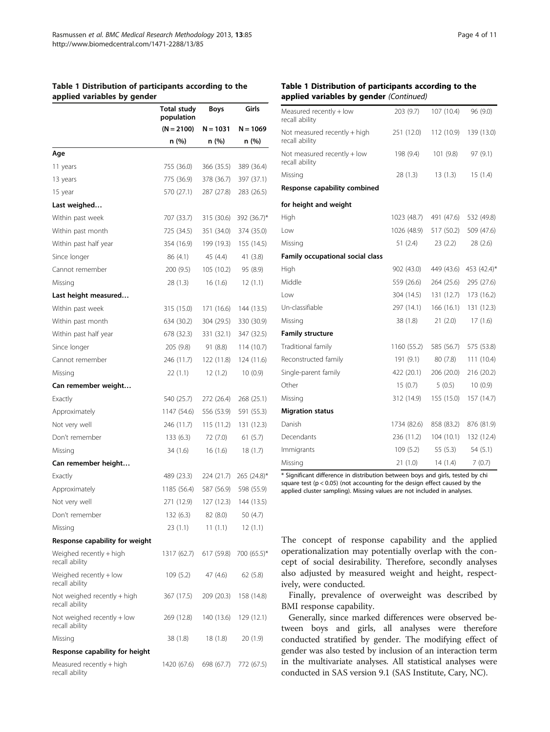**Table 1 Distribution of participants according to the applied variables by gender**

| | Total study population | Boys | Girls |
|---|---|---|---|
| | (N = 2100) | N = 1031 | N = 1069 |
| | n (%) | n (%) | n (%) |
| **Age** | | | |
| 11 years | 755 (36.0) | 366 (35.5) | 389 (36.4) |
| 13 years | 775 (36.9) | 378 (36.7) | 397 (37.1) |
| 15 year | 570 (27.1) | 287 (27.8) | 283 (26.5) |
| **Last weighed…** | | | |
| Within past week | 707 (33.7) | 315 (30.6) | 392 (36.7)* |
| Within past month | 725 (34.5) | 351 (34.0) | 374 (35.0) |
| Within past half year | 354 (16.9) | 199 (19.3) | 155 (14.5) |
| Since longer | 86 (4.1) | 45 (4.4) | 41 (3.8) |
| Cannot remember | 200 (9.5) | 105 (10.2) | 95 (8.9) |
| Missing | 28 (1.3) | 16 (1.6) | 12 (1.1) |
| **Last height measured…** | | | |
| Within past week | 315 (15.0) | 171 (16.6) | 144 (13.5) |
| Within past month | 634 (30.2) | 304 (29.5) | 330 (30.9) |
| Within past half year | 678 (32.3) | 331 (32.1) | 347 (32.5) |
| Since longer | 205 (9.8) | 91 (8.8) | 114 (10.7) |
| Cannot remember | 246 (11.7) | 122 (11.8) | 124 (11.6) |
| Missing | 22 (1.1) | 12 (1.2) | 10 (0.9) |
| **Can remember weight…** | | | |
| Exactly | 540 (25.7) | 272 (26.4) | 268 (25.1) |
| Approximately | 1147 (54.6) | 556 (53.9) | 591 (55.3) |
| Not very well | 246 (11.7) | 115 (11.2) | 131 (12.3) |
| Don't remember | 133 (6.3) | 72 (7.0) | 61 (5.7) |
| Missing | 34 (1.6) | 16 (1.6) | 18 (1.7) |
| **Can remember height…** | | | |
| Exactly | 489 (23.3) | 224 (21.7) | 265 (24.8)* |
| Approximately | 1185 (56.4) | 587 (56.9) | 598 (55.9) |
| Not very well | 271 (12.9) | 127 (12.3) | 144 (13.5) |
| Don't remember | 132 (6.3) | 82 (8.0) | 50 (4.7) |
| Missing | 23 (1.1) | 11 (1.1) | 12 (1.1) |
| **Response capability for weight** | | | |
| Weighed recently + high recall ability | 1317 (62.7) | 617 (59.8) | 700 (65.5)* |
| Weighed recently + low recall ability | 109 (5.2) | 47 (4.6) | 62 (5.8) |
| Not weighed recently + high recall ability | 367 (17.5) | 209 (20.3) | 158 (14.8) |
| Not weighed recently + low recall ability | 269 (12.8) | 140 (13.6) | 129 (12.1) |
| Missing | 38 (1.8) | 18 (1.8) | 20 (1.9) |
| **Response capability for height** | | | |
| Measured recently + high recall ability | 1420 (67.6) | 698 (67.7) | 772 (67.5) |
| Measured recently + low recall ability | 203 (9.7) | 107 (10.4) | 96 (9.0) |
| Not measured recently + high recall ability | 251 (12.0) | 112 (10.9) | 139 (13.0) |
| Not measured recently + low recall ability | 198 (9.4) | 101 (9.8) | 97 (9.1) |
| Missing | 28 (1.3) | 13 (1.3) | 15 (1.4) |
| **Response capability combined for height and weight** | | | |
| High | 1023 (48.7) | 491 (47.6) | 532 (49.8) |
| Low | 1026 (48.9) | 517 (50.2) | 509 (47.6) |
| Missing | 51 (2.4) | 23 (2.2) | 28 (2.6) |
| **Family occupational social class** | | | |
| High | 902 (43.0) | 449 (43.6) | 453 (42.4)* |
| Middle | 559 (26.6) | 264 (25.6) | 295 (27.6) |
| Low | 304 (14.5) | 131 (12.7) | 173 (16.2) |
| Un-classifiable | 297 (14.1) | 166 (16.1) | 131 (12.3) |
| Missing | 38 (1.8) | 21 (2.0) | 17 (1.6) |
| **Family structure** | | | |
| Traditional family | 1160 (55.2) | 585 (56.7) | 575 (53.8) |
| Reconstructed family | 191 (9.1) | 80 (7.8) | 111 (10.4) |
| Single-parent family | 422 (20.1) | 206 (20.0) | 216 (20.2) |
| Other | 15 (0.7) | 5 (0.5) | 10 (0.9) |
| Missing | 312 (14.9) | 155 (15.0) | 157 (14.7) |
| **Migration status** | | | |
| Danish | 1734 (82.6) | 858 (83.2) | 876 (81.9) |
| Decendants | 236 (11.2) | 104 (10.1) | 132 (12.4) |
| Immigrants | 109 (5.2) | 55 (5.3) | 54 (5.1) |
| Missing | 21 (1.0) | 14 (1.4) | 7 (0.7) |

* Significant difference in distribution between boys and girls, tested by chi square test ($p < 0.05$) (not accounting for the design effect caused by the applied cluster sampling). Missing values are not included in analyses.

The concept of response capability and the applied operationalization may potentially overlap with the concept of social desirability. Therefore, secondly analyses also adjusted by measured weight and height, respectively, were conducted.

Finally, prevalence of overweight was described by BMI response capability.

Generally, since marked differences were observed between boys and girls, all analyses were therefore conducted stratified by gender. The modifying effect of gender was also tested by inclusion of an interaction term in the multivariate analyses. All statistical analyses were conducted in SAS version 9.1 (SAS Institute, Cary, NC).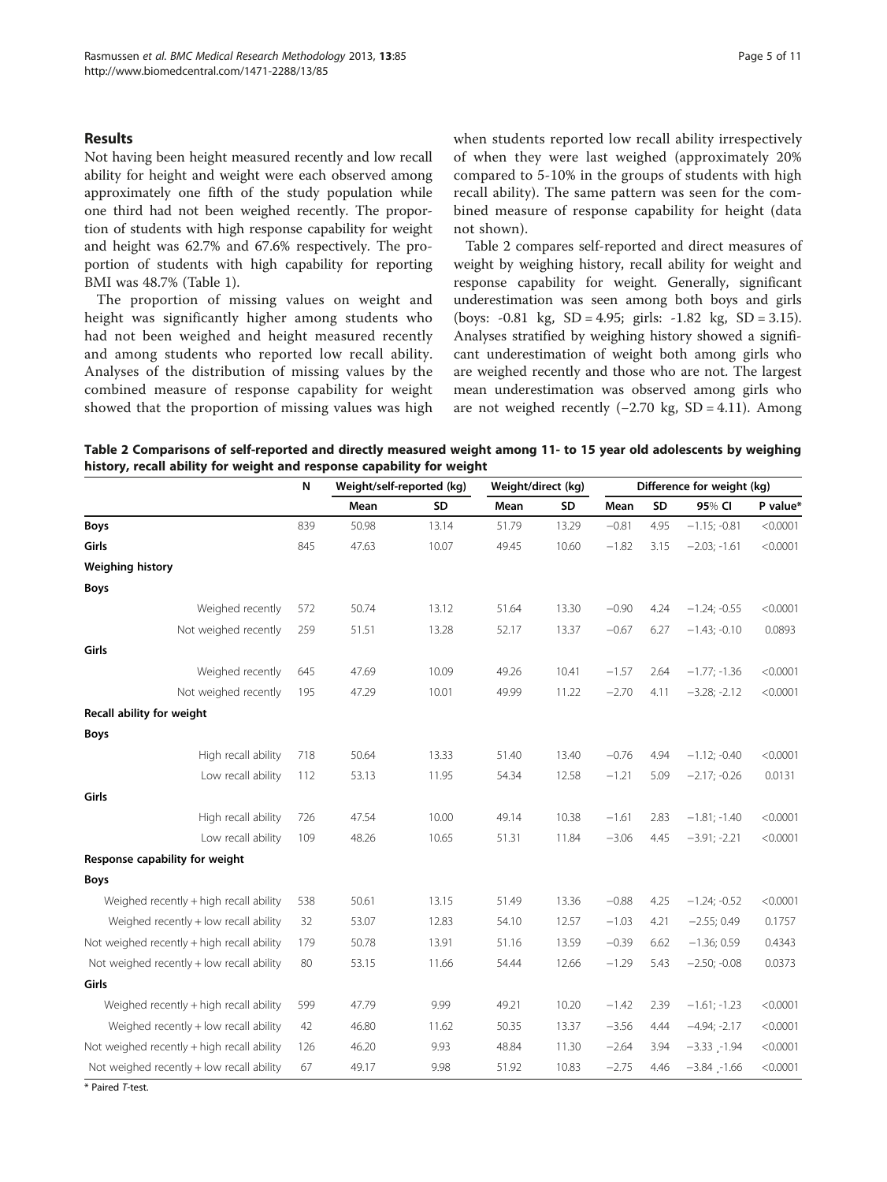## Results

Not having been height measured recently and low recall ability for height and weight were each observed among approximately one fifth of the study population while one third had not been weighed recently. The proportion of students with high response capability for weight and height was 62.7% and 67.6% respectively. The proportion of students with high capability for reporting BMI was 48.7% (Table 1).

The proportion of missing values on weight and height was significantly higher among students who had not been weighed and height measured recently and among students who reported low recall ability. Analyses of the distribution of missing values by the combined measure of response capability for weight showed that the proportion of missing values was high when students reported low recall ability irrespectively of when they were last weighed (approximately 20% compared to 5-10% in the groups of students with high recall ability). The same pattern was seen for the combined measure of response capability for height (data not shown).

Table 2 compares self-reported and direct measures of weight by weighing history, recall ability for weight and response capability for weight. Generally, significant underestimation was seen among both boys and girls (boys: -0.81 kg, SD = 4.95; girls: -1.82 kg, SD = 3.15). Analyses stratified by weighing history showed a significant underestimation of weight both among girls who are weighed recently and those who are not. The largest mean underestimation was observed among girls who are not weighed recently (−2.70 kg, SD = 4.11). Among

**Table 2 Comparisons of self-reported and directly measured weight among 11- to 15 year old adolescents by weighing history, recall ability for weight and response capability for weight**

| | N | Weight/self-reported (kg) | | Weight/direct (kg) | | Difference for weight (kg) | | | |
|---|---|---|---|---|---|---|---|---|---|
| | | Mean | SD | Mean | SD | Mean | SD | 95% CI | P value* |
| **Boys** | 839 | 50.98 | 13.14 | 51.79 | 13.29 | −0.81 | 4.95 | −1.15; -0.81 | <0.0001 |
| **Girls** | 845 | 47.63 | 10.07 | 49.45 | 10.60 | −1.82 | 3.15 | −2.03; -1.61 | <0.0001 |
| **Weighing history** | | | | | | | | | |
| **Boys** | | | | | | | | | |
| Weighed recently | 572 | 50.74 | 13.12 | 51.64 | 13.30 | −0.90 | 4.24 | −1.24; -0.55 | <0.0001 |
| Not weighed recently | 259 | 51.51 | 13.28 | 52.17 | 13.37 | −0.67 | 6.27 | −1.43; -0.10 | 0.0893 |
| **Girls** | | | | | | | | | |
| Weighed recently | 645 | 47.69 | 10.09 | 49.26 | 10.41 | −1.57 | 2.64 | −1.77; -1.36 | <0.0001 |
| Not weighed recently | 195 | 47.29 | 10.01 | 49.99 | 11.22 | −2.70 | 4.11 | −3.28; -2.12 | <0.0001 |
| **Recall ability for weight** | | | | | | | | | |
| **Boys** | | | | | | | | | |
| High recall ability | 718 | 50.64 | 13.33 | 51.40 | 13.40 | −0.76 | 4.94 | −1.12; -0.40 | <0.0001 |
| Low recall ability | 112 | 53.13 | 11.95 | 54.34 | 12.58 | −1.21 | 5.09 | −2.17; -0.26 | 0.0131 |
| **Girls** | | | | | | | | | |
| High recall ability | 726 | 47.54 | 10.00 | 49.14 | 10.38 | −1.61 | 2.83 | −1.81; -1.40 | <0.0001 |
| Low recall ability | 109 | 48.26 | 10.65 | 51.31 | 11.84 | −3.06 | 4.45 | −3.91; -2.21 | <0.0001 |
| **Response capability for weight** | | | | | | | | | |
| **Boys** | | | | | | | | | |
| Weighed recently + high recall ability | 538 | 50.61 | 13.15 | 51.49 | 13.36 | −0.88 | 4.25 | −1.24; -0.52 | <0.0001 |
| Weighed recently + low recall ability | 32 | 53.07 | 12.83 | 54.10 | 12.57 | −1.03 | 4.21 | −2.55; 0.49 | 0.1757 |
| Not weighed recently + high recall ability | 179 | 50.78 | 13.91 | 51.16 | 13.59 | −0.39 | 6.62 | −1.36; 0.59 | 0.4343 |
| Not weighed recently + low recall ability | 80 | 53.15 | 11.66 | 54.44 | 12.66 | −1.29 | 5.43 | −2.50; -0.08 | 0.0373 |
| **Girls** | | | | | | | | | |
| Weighed recently + high recall ability | 599 | 47.79 | 9.99 | 49.21 | 10.20 | −1.42 | 2.39 | −1.61; -1.23 | <0.0001 |
| Weighed recently + low recall ability | 42 | 46.80 | 11.62 | 50.35 | 13.37 | −3.56 | 4.44 | −4.94; -2.17 | <0.0001 |
| Not weighed recently + high recall ability | 126 | 46.20 | 9.93 | 48.84 | 11.30 | −2.64 | 3.94 | −3.33 ,-1.94 | <0.0001 |
| Not weighed recently + low recall ability | 67 | 49.17 | 9.98 | 51.92 | 10.83 | −2.75 | 4.46 | −3.84 ,-1.66 | <0.0001 |

\* Paired *T*-test.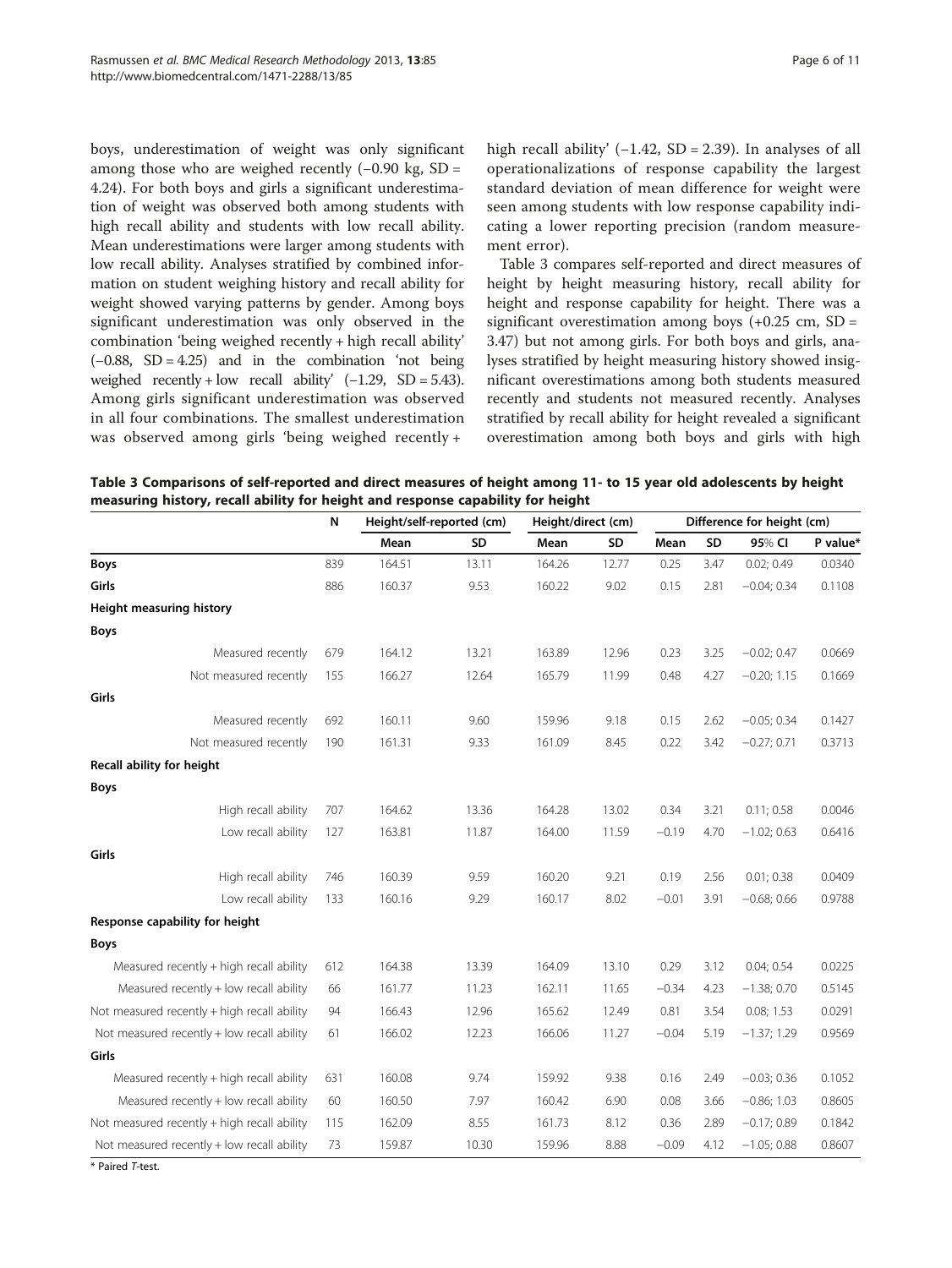boys, underestimation of weight was only significant among those who are weighed recently (−0.90 kg, SD = 4.24). For both boys and girls a significant underestimation of weight was observed both among students with high recall ability and students with low recall ability. Mean underestimations were larger among students with low recall ability. Analyses stratified by combined information on student weighing history and recall ability for weight showed varying patterns by gender. Among boys significant underestimation was only observed in the combination 'being weighed recently + high recall ability' (−0.88, SD = 4.25) and in the combination 'not being weighed recently + low recall ability' (−1.29, SD = 5.43). Among girls significant underestimation was observed in all four combinations. The smallest underestimation was observed among girls 'being weighed recently + high recall ability' (−1.42, SD = 2.39). In analyses of all operationalizations of response capability the largest standard deviation of mean difference for weight were seen among students with low response capability indicating a lower reporting precision (random measurement error).

Table 3 compares self-reported and direct measures of height by height measuring history, recall ability for height and response capability for height. There was a significant overestimation among boys (+0.25 cm, SD = 3.47) but not among girls. For both boys and girls, analyses stratified by height measuring history showed insignificant overestimations among both students measured recently and students not measured recently. Analyses stratified by recall ability for height revealed a significant overestimation among both boys and girls with high

**Table 3 Comparisons of self-reported and direct measures of height among 11- to 15 year old adolescents by height measuring history, recall ability for height and response capability for height**

| | N | Height/self-reported (cm) | | Height/direct (cm) | | Difference for height (cm) | | | |
|---|---|---|---|---|---|---|---|---|---|
| | | Mean | SD | Mean | SD | Mean | SD | 95% CI | P value* |
| **Boys** | 839 | 164.51 | 13.11 | 164.26 | 12.77 | 0.25 | 3.47 | 0.02; 0.49 | 0.0340 |
| **Girls** | 886 | 160.37 | 9.53 | 160.22 | 9.02 | 0.15 | 2.81 | −0.04; 0.34 | 0.1108 |
| **Height measuring history** | | | | | | | | | |
| **Boys** | | | | | | | | | |
| Measured recently | 679 | 164.12 | 13.21 | 163.89 | 12.96 | 0.23 | 3.25 | −0.02; 0.47 | 0.0669 |
| Not measured recently | 155 | 166.27 | 12.64 | 165.79 | 11.99 | 0.48 | 4.27 | −0.20; 1.15 | 0.1669 |
| **Girls** | | | | | | | | | |
| Measured recently | 692 | 160.11 | 9.60 | 159.96 | 9.18 | 0.15 | 2.62 | −0.05; 0.34 | 0.1427 |
| Not measured recently | 190 | 161.31 | 9.33 | 161.09 | 8.45 | 0.22 | 3.42 | −0.27; 0.71 | 0.3713 |
| **Recall ability for height** | | | | | | | | | |
| **Boys** | | | | | | | | | |
| High recall ability | 707 | 164.62 | 13.36 | 164.28 | 13.02 | 0.34 | 3.21 | 0.11; 0.58 | 0.0046 |
| Low recall ability | 127 | 163.81 | 11.87 | 164.00 | 11.59 | −0.19 | 4.70 | −1.02; 0.63 | 0.6416 |
| **Girls** | | | | | | | | | |
| High recall ability | 746 | 160.39 | 9.59 | 160.20 | 9.21 | 0.19 | 2.56 | 0.01; 0.38 | 0.0409 |
| Low recall ability | 133 | 160.16 | 9.29 | 160.17 | 8.02 | −0.01 | 3.91 | −0.68; 0.66 | 0.9788 |
| **Response capability for height** | | | | | | | | | |
| **Boys** | | | | | | | | | |
| Measured recently + high recall ability | 612 | 164.38 | 13.39 | 164.09 | 13.10 | 0.29 | 3.12 | 0.04; 0.54 | 0.0225 |
| Measured recently + low recall ability | 66 | 161.77 | 11.23 | 162.11 | 11.65 | −0.34 | 4.23 | −1.38; 0.70 | 0.5145 |
| Not measured recently + high recall ability | 94 | 166.43 | 12.96 | 165.62 | 12.49 | 0.81 | 3.54 | 0.08; 1.53 | 0.0291 |
| Not measured recently + low recall ability | 61 | 166.02 | 12.23 | 166.06 | 11.27 | −0.04 | 5.19 | −1.37; 1.29 | 0.9569 |
| **Girls** | | | | | | | | | |
| Measured recently + high recall ability | 631 | 160.08 | 9.74 | 159.92 | 9.38 | 0.16 | 2.49 | −0.03; 0.36 | 0.1052 |
| Measured recently + low recall ability | 60 | 160.50 | 7.97 | 160.42 | 6.90 | 0.08 | 3.66 | −0.86; 1.03 | 0.8605 |
| Not measured recently + high recall ability | 115 | 162.09 | 8.55 | 161.73 | 8.12 | 0.36 | 2.89 | −0.17; 0.89 | 0.1842 |
| Not measured recently + low recall ability | 73 | 159.87 | 10.30 | 159.96 | 8.88 | −0.09 | 4.12 | −1.05; 0.88 | 0.8607 |

\* Paired *T*-test.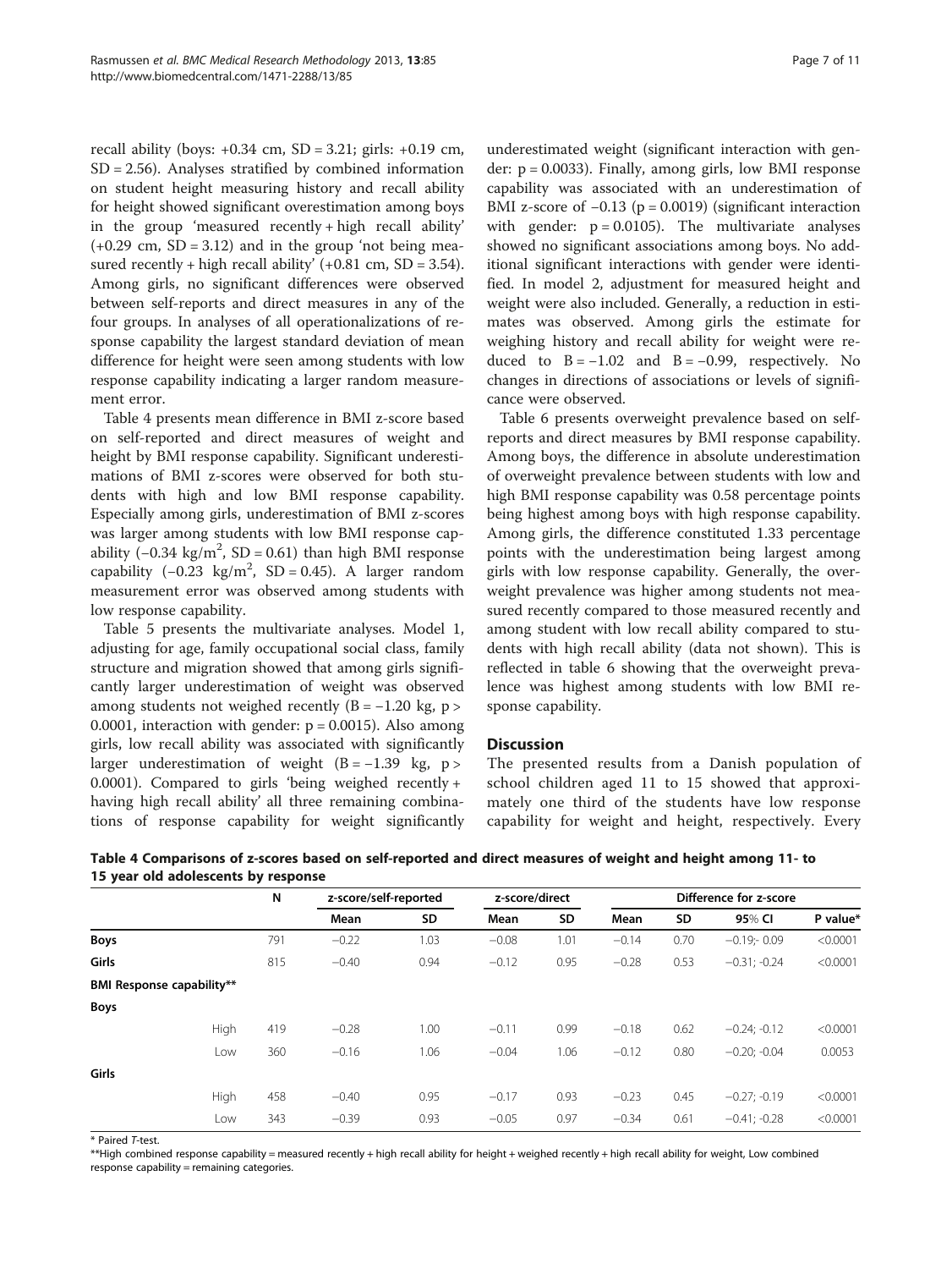recall ability (boys: +0.34 cm, SD = 3.21; girls: +0.19 cm, SD = 2.56). Analyses stratified by combined information on student height measuring history and recall ability for height showed significant overestimation among boys in the group 'measured recently + high recall ability' (+0.29 cm, SD = 3.12) and in the group 'not being measured recently + high recall ability' (+0.81 cm, SD = 3.54). Among girls, no significant differences were observed between self-reports and direct measures in any of the four groups. In analyses of all operationalizations of response capability the largest standard deviation of mean difference for height were seen among students with low response capability indicating a larger random measurement error.

Table 4 presents mean difference in BMI z-score based on self-reported and direct measures of weight and height by BMI response capability. Significant underestimations of BMI z-scores were observed for both students with high and low BMI response capability. Especially among girls, underestimation of BMI z-scores was larger among students with low BMI response capability (−0.34 kg/m$^2$, SD = 0.61) than high BMI response capability (−0.23 kg/m$^2$, SD = 0.45). A larger random measurement error was observed among students with low response capability.

Table 5 presents the multivariate analyses. Model 1, adjusting for age, family occupational social class, family structure and migration showed that among girls significantly larger underestimation of weight was observed among students not weighed recently (B = −1.20 kg, p > 0.0001, interaction with gender: p = 0.0015). Also among girls, low recall ability was associated with significantly larger underestimation of weight (B = −1.39 kg, p > 0.0001). Compared to girls 'being weighed recently + having high recall ability' all three remaining combinations of response capability for weight significantly underestimated weight (significant interaction with gender: p = 0.0033). Finally, among girls, low BMI response capability was associated with an underestimation of BMI z-score of −0.13 (p = 0.0019) (significant interaction with gender: p = 0.0105). The multivariate analyses showed no significant associations among boys. No additional significant interactions with gender were identified. In model 2, adjustment for measured height and weight were also included. Generally, a reduction in estimates was observed. Among girls the estimate for weighing history and recall ability for weight were reduced to B = −1.02 and B = −0.99, respectively. No changes in directions of associations or levels of significance were observed.

Table 6 presents overweight prevalence based on self-reports and direct measures by BMI response capability. Among boys, the difference in absolute underestimation of overweight prevalence between students with low and high BMI response capability was 0.58 percentage points being highest among boys with high response capability. Among girls, the difference constituted 1.33 percentage points with the underestimation being largest among girls with low response capability. Generally, the overweight prevalence was higher among students not measured recently compared to those measured recently and among student with low recall ability compared to students with high recall ability (data not shown). This is reflected in table 6 showing that the overweight prevalence was highest among students with low BMI response capability.

## Discussion

The presented results from a Danish population of school children aged 11 to 15 showed that approximately one third of the students have low response capability for weight and height, respectively. Every

**Table 4 Comparisons of z-scores based on self-reported and direct measures of weight and height among 11- to 15 year old adolescents by response**

| | | N | z-score/self-reported | | z-score/direct | | Difference for z-score | | | |
|---|---|---|---|---|---|---|---|---|---|---|
| | | | Mean | SD | Mean | SD | Mean | SD | 95% CI | P value* |
| **Boys** | | 791 | −0.22 | 1.03 | −0.08 | 1.01 | −0.14 | 0.70 | −0.19;- 0.09 | <0.0001 |
| **Girls** | | 815 | −0.40 | 0.94 | −0.12 | 0.95 | −0.28 | 0.53 | −0.31; -0.24 | <0.0001 |
| **BMI Response capability**** | | | | | | | | | | |
| **Boys** | | | | | | | | | | |
| | High | 419 | −0.28 | 1.00 | −0.11 | 0.99 | −0.18 | 0.62 | −0.24; -0.12 | <0.0001 |
| | Low | 360 | −0.16 | 1.06 | −0.04 | 1.06 | −0.12 | 0.80 | −0.20; -0.04 | 0.0053 |
| **Girls** | | | | | | | | | | |
| | High | 458 | −0.40 | 0.95 | −0.17 | 0.93 | −0.23 | 0.45 | −0.27; -0.19 | <0.0001 |
| | Low | 343 | −0.39 | 0.93 | −0.05 | 0.97 | −0.34 | 0.61 | −0.41; -0.28 | <0.0001 |

\* Paired *T*-test.

**High combined response capability = measured recently + high recall ability for height + weighed recently + high recall ability for weight, Low combined response capability = remaining categories.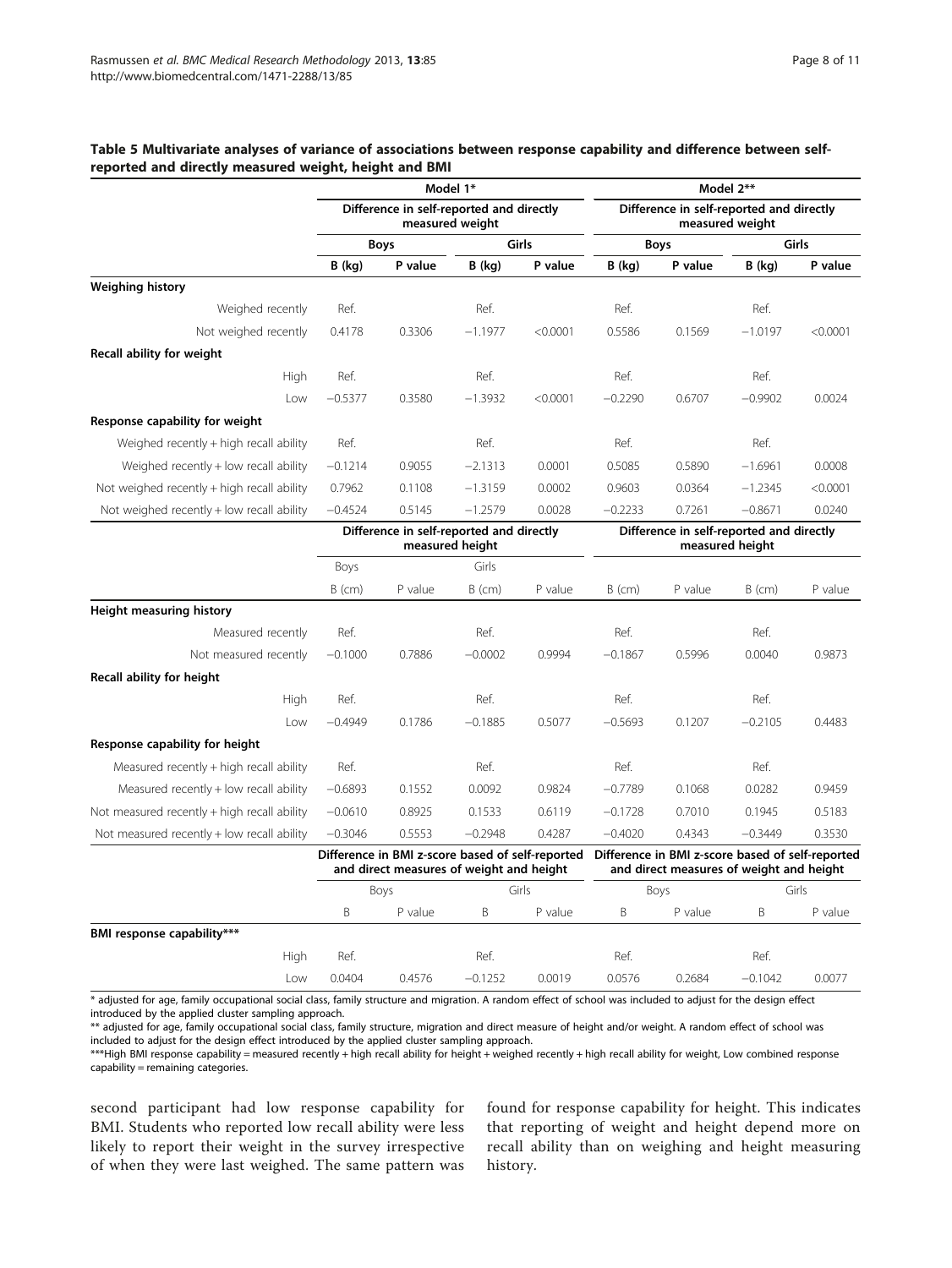**Table 5 Multivariate analyses of variance of associations between response capability and difference between self-reported and directly measured weight, height and BMI**

| | Model 1* | | | | Model 2** | | | |
|---|---|---|---|---|---|---|---|---|
| | Difference in self-reported and directly measured weight | | | | Difference in self-reported and directly measured weight | | | |
| | Boys | | Girls | | Boys | | Girls | |
| | B (kg) | P value | B (kg) | P value | B (kg) | P value | B (kg) | P value |
| **Weighing history** | | | | | | | | |
| Weighed recently | Ref. | | Ref. | | Ref. | | Ref. | |
| Not weighed recently | 0.4178 | 0.3306 | −1.1977 | <0.0001 | 0.5586 | 0.1569 | −1.0197 | <0.0001 |
| **Recall ability for weight** | | | | | | | | |
| High | Ref. | | Ref. | | Ref. | | Ref. | |
| Low | −0.5377 | 0.3580 | −1.3932 | <0.0001 | −0.2290 | 0.6707 | −0.9902 | 0.0024 |
| **Response capability for weight** | | | | | | | | |
| Weighed recently + high recall ability | Ref. | | Ref. | | Ref. | | Ref. | |
| Weighed recently + low recall ability | −0.1214 | 0.9055 | −2.1313 | 0.0001 | 0.5085 | 0.5890 | −1.6961 | 0.0008 |
| Not weighed recently + high recall ability | 0.7962 | 0.1108 | −1.3159 | 0.0002 | 0.9603 | 0.0364 | −1.2345 | <0.0001 |
| Not weighed recently + low recall ability | −0.4524 | 0.5145 | −1.2579 | 0.0028 | −0.2233 | 0.7261 | −0.8671 | 0.0240 |
| | Difference in self-reported and directly measured height | | | | Difference in self-reported and directly measured height | | | |
| | Boys | | Girls | | | | | |
| | B (cm) | P value | B (cm) | P value | B (cm) | P value | B (cm) | P value |
| **Height measuring history** | | | | | | | | |
| Measured recently | Ref. | | Ref. | | Ref. | | Ref. | |
| Not measured recently | −0.1000 | 0.7886 | −0.0002 | 0.9994 | −0.1867 | 0.5996 | 0.0040 | 0.9873 |
| **Recall ability for height** | | | | | | | | |
| High | Ref. | | Ref. | | Ref. | | Ref. | |
| Low | −0.4949 | 0.1786 | −0.1885 | 0.5077 | −0.5693 | 0.1207 | −0.2105 | 0.4483 |
| **Response capability for height** | | | | | | | | |
| Measured recently + high recall ability | Ref. | | Ref. | | Ref. | | Ref. | |
| Measured recently + low recall ability | −0.6893 | 0.1552 | 0.0092 | 0.9824 | −0.7789 | 0.1068 | 0.0282 | 0.9459 |
| Not measured recently + high recall ability | −0.0610 | 0.8925 | 0.1533 | 0.6119 | −0.1728 | 0.7010 | 0.1945 | 0.5183 |
| Not measured recently + low recall ability | −0.3046 | 0.5553 | −0.2948 | 0.4287 | −0.4020 | 0.4343 | −0.3449 | 0.3530 |
| | Difference in BMI z-score based of self-reported and direct measures of weight and height | | | | Difference in BMI z-score based of self-reported and direct measures of weight and height | | | |
| | Boys | | Girls | | Boys | | Girls | |
| | B | P value | B | P value | B | P value | B | P value |
| **BMI response capability***** | | | | | | | | |
| High | Ref. | | Ref. | | Ref. | | Ref. | |
| Low | 0.0404 | 0.4576 | −0.1252 | 0.0019 | 0.0576 | 0.2684 | −0.1042 | 0.0077 |

* adjusted for age, family occupational social class, family structure and migration. A random effect of school was included to adjust for the design effect introduced by the applied cluster sampling approach.

** adjusted for age, family occupational social class, family structure, migration and direct measure of height and/or weight. A random effect of school was included to adjust for the design effect introduced by the applied cluster sampling approach.

***High BMI response capability = measured recently + high recall ability for height + weighed recently + high recall ability for weight, Low combined response capability = remaining categories.

second participant had low response capability for BMI. Students who reported low recall ability were less likely to report their weight in the survey irrespective of when they were last weighed. The same pattern was found for response capability for height. This indicates that reporting of weight and height depend more on recall ability than on weighing and height measuring history.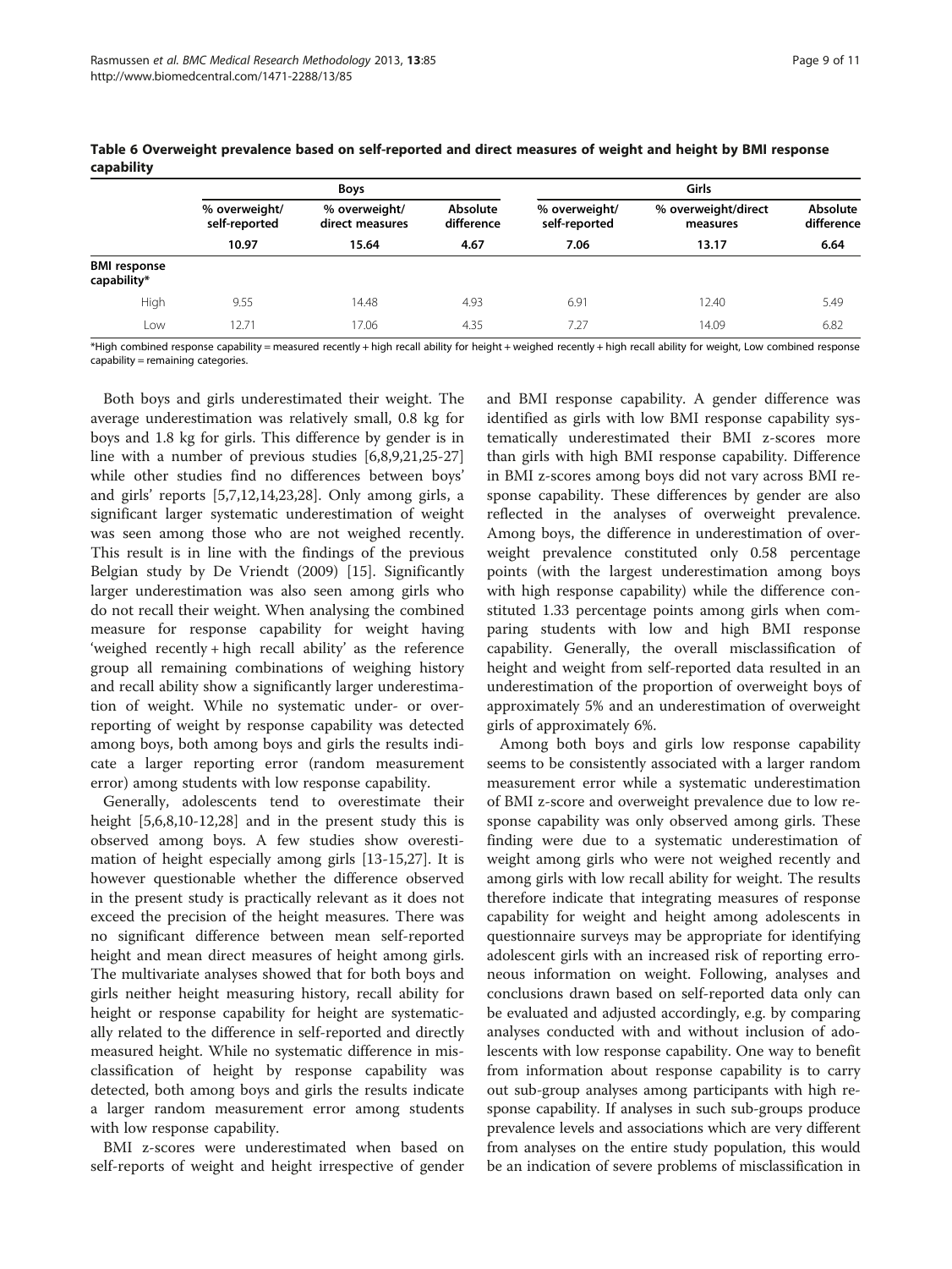**Table 6 Overweight prevalence based on self-reported and direct measures of weight and height by BMI response capability**

| | Boys | | | Girls | | |
|---|---|---|---|---|---|---|
| | % overweight/ self-reported | % overweight/ direct measures | Absolute difference | % overweight/ self-reported | % overweight/direct measures | Absolute difference |
| | **10.97** | **15.64** | **4.67** | **7.06** | **13.17** | **6.64** |
| **BMI response capability*** | | | | | | |
| High | 9.55 | 14.48 | 4.93 | 6.91 | 12.40 | 5.49 |
| Low | 12.71 | 17.06 | 4.35 | 7.27 | 14.09 | 6.82 |

*High combined response capability = measured recently + high recall ability for height + weighed recently + high recall ability for weight, Low combined response capability = remaining categories.

Both boys and girls underestimated their weight. The average underestimation was relatively small, 0.8 kg for boys and 1.8 kg for girls. This difference by gender is in line with a number of previous studies [6,8,9,21,25-27] while other studies find no differences between boys' and girls' reports [5,7,12,14,23,28]. Only among girls, a significant larger systematic underestimation of weight was seen among those who are not weighed recently. This result is in line with the findings of the previous Belgian study by De Vriendt (2009) [15]. Significantly larger underestimation was also seen among girls who do not recall their weight. When analysing the combined measure for response capability for weight having 'weighed recently + high recall ability' as the reference group all remaining combinations of weighing history and recall ability show a significantly larger underestimation of weight. While no systematic under- or over-reporting of weight by response capability was detected among boys, both among boys and girls the results indicate a larger reporting error (random measurement error) among students with low response capability.

Generally, adolescents tend to overestimate their height [5,6,8,10-12,28] and in the present study this is observed among boys. A few studies show overestimation of height especially among girls [13-15,27]. It is however questionable whether the difference observed in the present study is practically relevant as it does not exceed the precision of the height measures. There was no significant difference between mean self-reported height and mean direct measures of height among girls. The multivariate analyses showed that for both boys and girls neither height measuring history, recall ability for height or response capability for height are systematically related to the difference in self-reported and directly measured height. While no systematic difference in misclassification of height by response capability was detected, both among boys and girls the results indicate a larger random measurement error among students with low response capability.

BMI z-scores were underestimated when based on self-reports of weight and height irrespective of gender and BMI response capability. A gender difference was identified as girls with low BMI response capability systematically underestimated their BMI z-scores more than girls with high BMI response capability. Difference in BMI z-scores among boys did not vary across BMI response capability. These differences by gender are also reflected in the analyses of overweight prevalence. Among boys, the difference in underestimation of overweight prevalence constituted only 0.58 percentage points (with the largest underestimation among boys with high response capability) while the difference constituted 1.33 percentage points among girls when comparing students with low and high BMI response capability. Generally, the overall misclassification of height and weight from self-reported data resulted in an underestimation of the proportion of overweight boys of approximately 5% and an underestimation of overweight girls of approximately 6%.

Among both boys and girls low response capability seems to be consistently associated with a larger random measurement error while a systematic underestimation of BMI z-score and overweight prevalence due to low response capability was only observed among girls. These finding were due to a systematic underestimation of weight among girls who were not weighed recently and among girls with low recall ability for weight. The results therefore indicate that integrating measures of response capability for weight and height among adolescents in questionnaire surveys may be appropriate for identifying adolescent girls with an increased risk of reporting erroneous information on weight. Following, analyses and conclusions drawn based on self-reported data only can be evaluated and adjusted accordingly, e.g. by comparing analyses conducted with and without inclusion of adolescents with low response capability. One way to benefit from information about response capability is to carry out sub-group analyses among participants with high response capability. If analyses in such sub-groups produce prevalence levels and associations which are very different from analyses on the entire study population, this would be an indication of severe problems of misclassification in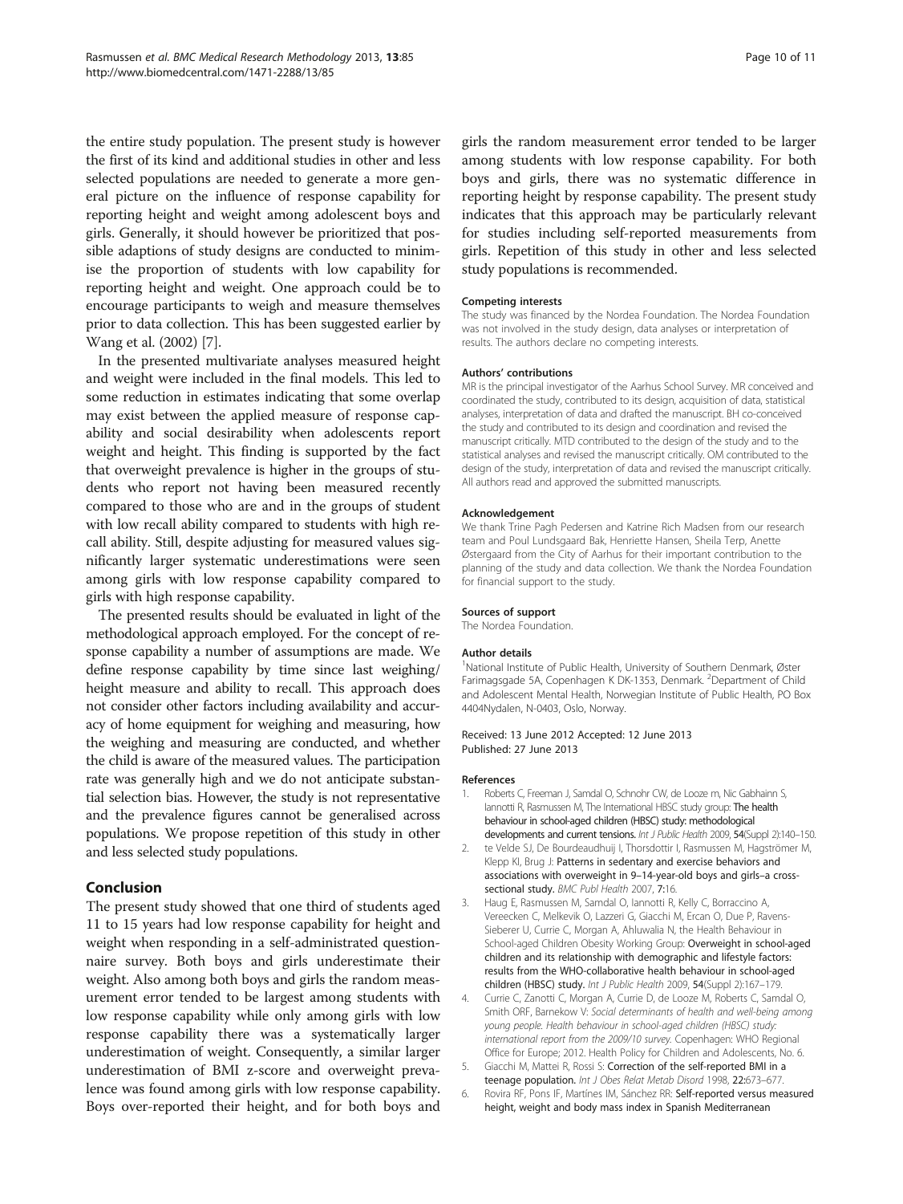the entire study population. The present study is however the first of its kind and additional studies in other and less selected populations are needed to generate a more general picture on the influence of response capability for reporting height and weight among adolescent boys and girls. Generally, it should however be prioritized that possible adaptions of study designs are conducted to minimise the proportion of students with low capability for reporting height and weight. One approach could be to encourage participants to weigh and measure themselves prior to data collection. This has been suggested earlier by Wang et al. (2002) [7].

In the presented multivariate analyses measured height and weight were included in the final models. This led to some reduction in estimates indicating that some overlap may exist between the applied measure of response capability and social desirability when adolescents report weight and height. This finding is supported by the fact that overweight prevalence is higher in the groups of students who report not having been measured recently compared to those who are and in the groups of student with low recall ability compared to students with high recall ability. Still, despite adjusting for measured values significantly larger systematic underestimations were seen among girls with low response capability compared to girls with high response capability.

The presented results should be evaluated in light of the methodological approach employed. For the concept of response capability a number of assumptions are made. We define response capability by time since last weighing/height measure and ability to recall. This approach does not consider other factors including availability and accuracy of home equipment for weighing and measuring, how the weighing and measuring are conducted, and whether the child is aware of the measured values. The participation rate was generally high and we do not anticipate substantial selection bias. However, the study is not representative and the prevalence figures cannot be generalised across populations. We propose repetition of this study in other and less selected study populations.

## Conclusion

The present study showed that one third of students aged 11 to 15 years had low response capability for height and weight when responding in a self-administrated questionnaire survey. Both boys and girls underestimate their weight. Also among both boys and girls the random measurement error tended to be largest among students with low response capability while only among girls with low response capability there was a systematically larger underestimation of weight. Consequently, a similar larger underestimation of BMI z-score and overweight prevalence was found among girls with low response capability. Boys over-reported their height, and for both boys and girls the random measurement error tended to be larger among students with low response capability. For both boys and girls, there was no systematic difference in reporting height by response capability. The present study indicates that this approach may be particularly relevant for studies including self-reported measurements from girls. Repetition of this study in other and less selected study populations is recommended.

#### Competing interests

The study was financed by the Nordea Foundation. The Nordea Foundation was not involved in the study design, data analyses or interpretation of results. The authors declare no competing interests.

#### Authors' contributions

MR is the principal investigator of the Aarhus School Survey. MR conceived and coordinated the study, contributed to its design, acquisition of data, statistical analyses, interpretation of data and drafted the manuscript. BH co-conceived the study and contributed to its design and coordination and revised the manuscript critically. MTD contributed to the design of the study and to the statistical analyses and revised the manuscript critically. OM contributed to the design of the study, interpretation of data and revised the manuscript critically. All authors read and approved the submitted manuscripts.

#### Acknowledgement

We thank Trine Pagh Pedersen and Katrine Rich Madsen from our research team and Poul Lundsgaard Bak, Henriette Hansen, Sheila Terp, Anette Østergaard from the City of Aarhus for their important contribution to the planning of the study and data collection. We thank the Nordea Foundation for financial support to the study.

#### Sources of support

The Nordea Foundation.

#### Author details

[1]National Institute of Public Health, University of Southern Denmark, Øster Farimagsgade 5A, Copenhagen K DK-1353, Denmark. [2]Department of Child and Adolescent Mental Health, Norwegian Institute of Public Health, PO Box 4404Nydalen, N-0403, Oslo, Norway.

Received: 13 June 2012 Accepted: 12 June 2013
Published: 27 June 2013

#### References

1. Roberts C, Freeman J, Samdal O, Schnohr CW, de Looze m, Nic Gabhainn S, Iannotti R, Rasmussen M, The International HBSC study group: **The health behaviour in school-aged children (HBSC) study: methodological developments and current tensions.** *Int J Public Health* 2009, **54**(Suppl 2):140–150.
2. te Velde SJ, De Bourdeaudhuij I, Thorsdottir I, Rasmussen M, Hagströmer M, Klepp KI, Brug J: **Patterns in sedentary and exercise behaviors and associations with overweight in 9–14-year-old boys and girls–a cross-sectional study.** *BMC Publ Health* 2007, **7**:16.
3. Haug E, Rasmussen M, Samdal O, Iannotti R, Kelly C, Borraccino A, Vereecken C, Melkevik O, Lazzeri G, Giacchi M, Ercan O, Due P, Ravens-Sieberer U, Currie C, Morgan A, Ahluwalia N, the Health Behaviour in School-aged Children Obesity Working Group: **Overweight in school-aged children and its relationship with demographic and lifestyle factors: results from the WHO-collaborative health behaviour in school-aged children (HBSC) study.** *Int J Public Health* 2009, **54**(Suppl 2):167–179.
4. Currie C, Zanotti C, Morgan A, Currie D, de Looze M, Roberts C, Samdal O, Smith ORF, Barnekow V: *Social determinants of health and well-being among young people. Health behaviour in school-aged children (HBSC) study: international report from the 2009/10 survey.* Copenhagen: WHO Regional Office for Europe; 2012. Health Policy for Children and Adolescents, No. 6.
5. Giacchi M, Mattei R, Rossi S: **Correction of the self-reported BMI in a teenage population.** *Int J Obes Relat Metab Disord* 1998, **22**:673–677.
6. Rovira RF, Pons IF, Martínes IM, Sánchez RR: **Self-reported versus measured height, weight and body mass index in Spanish Mediterranean**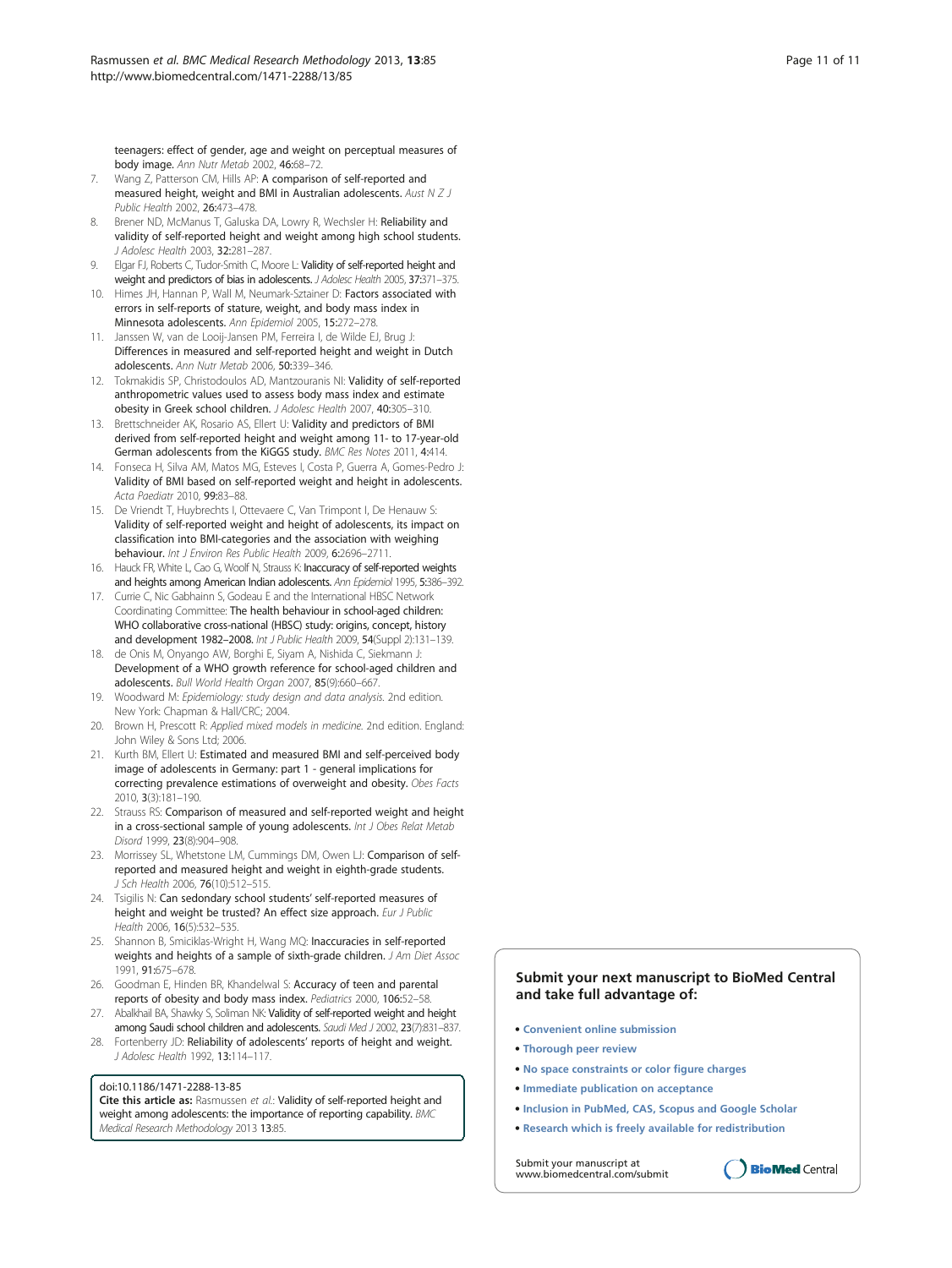teenagers: effect of gender, age and weight on perceptual measures of body image. *Ann Nutr Metab* 2002, **46:**68–72.

7. Wang Z, Patterson CM, Hills AP: **A comparison of self-reported and measured height, weight and BMI in Australian adolescents.** *Aust N Z J Public Health* 2002, **26:**473–478.
8. Brener ND, McManus T, Galuska DA, Lowry R, Wechsler H: **Reliability and validity of self-reported height and weight among high school students.** *J Adolesc Health* 2003, **32:**281–287.
9. Elgar FJ, Roberts C, Tudor-Smith C, Moore L: **Validity of self-reported height and weight and predictors of bias in adolescents.** *J Adolesc Health* 2005, **37:**371–375.
10. Himes JH, Hannan P, Wall M, Neumark-Sztainer D: **Factors associated with errors in self-reports of stature, weight, and body mass index in Minnesota adolescents.** *Ann Epidemiol* 2005, **15:**272–278.
11. Janssen W, van de Looij-Jansen PM, Ferreira I, de Wilde EJ, Brug J: **Differences in measured and self-reported height and weight in Dutch adolescents.** *Ann Nutr Metab* 2006, **50:**339–346.
12. Tokmakidis SP, Christodoulos AD, Mantzouranis NI: **Validity of self-reported anthropometric values used to assess body mass index and estimate obesity in Greek school children.** *J Adolesc Health* 2007, **40:**305–310.
13. Brettschneider AK, Rosario AS, Ellert U: **Validity and predictors of BMI derived from self-reported height and weight among 11- to 17-year-old German adolescents from the KiGGS study.** *BMC Res Notes* 2011, **4:**414.
14. Fonseca H, Silva AM, Matos MG, Esteves I, Costa P, Guerra A, Gomes-Pedro J: **Validity of BMI based on self-reported weight and height in adolescents.** *Acta Paediatr* 2010, **99:**83–88.
15. De Vriendt T, Huybrechts I, Ottevaere C, Van Trimpont I, De Henauw S: **Validity of self-reported weight and height of adolescents, its impact on classification into BMI-categories and the association with weighing behaviour.** *Int J Environ Res Public Health* 2009, **6:**2696–2711.
16. Hauck FR, White L, Cao G, Woolf N, Strauss K: **Inaccuracy of self-reported weights and heights among American Indian adolescents.** *Ann Epidemiol* 1995, **5:**386–392.
17. Currie C, Nic Gabhainn S, Godeau E and the International HBSC Network Coordinating Committee: **The health behaviour in school-aged children: WHO collaborative cross-national (HBSC) study: origins, concept, history and development 1982–2008.** *Int J Public Health* 2009, **54**(Suppl 2):131–139.
18. de Onis M, Onyango AW, Borghi E, Siyam A, Nishida C, Siekmann J: **Development of a WHO growth reference for school-aged children and adolescents.** *Bull World Health Organ* 2007, **85**(9):660–667.
19. Woodward M: *Epidemiology: study design and data analysis.* 2nd edition. New York: Chapman & Hall/CRC; 2004.
20. Brown H, Prescott R: *Applied mixed models in medicine.* 2nd edition. England: John Wiley & Sons Ltd; 2006.
21. Kurth BM, Ellert U: **Estimated and measured BMI and self-perceived body image of adolescents in Germany: part 1 - general implications for correcting prevalence estimations of overweight and obesity.** *Obes Facts* 2010, **3**(3):181–190.
22. Strauss RS: **Comparison of measured and self-reported weight and height in a cross-sectional sample of young adolescents.** *Int J Obes Relat Metab Disord* 1999, **23**(8):904–908.
23. Morrissey SL, Whetstone LM, Cummings DM, Owen LJ: **Comparison of self-reported and measured height and weight in eighth-grade students.** *J Sch Health* 2006, **76**(10):512–515.
24. Tsigilis N: **Can sedondary school students' self-reported measures of height and weight be trusted? An effect size approach.** *Eur J Public Health* 2006, **16**(5):532–535.
25. Shannon B, Smiciklas-Wright H, Wang MQ: **Inaccuracies in self-reported weights and heights of a sample of sixth-grade children.** *J Am Diet Assoc* 1991, **91:**675–678.
26. Goodman E, Hinden BR, Khandelwal S: **Accuracy of teen and parental reports of obesity and body mass index.** *Pediatrics* 2000, **106:**52–58.
27. Abalkhail BA, Shawky S, Soliman NK: **Validity of self-reported weight and height among Saudi school children and adolescents.** *Saudi Med J* 2002, **23**(7):831–837.
28. Fortenberry JD: **Reliability of adolescents' reports of height and weight.** *J Adolesc Health* 1992, **13:**114–117.

doi:10.1186/1471-2288-13-85
**Cite this article as:** Rasmussen *et al.*: Validity of self-reported height and weight among adolescents: the importance of reporting capability. *BMC Medical Research Methodology* 2013 **13**:85.

**Submit your next manuscript to BioMed Central and take full advantage of:**

- **Convenient online submission**
- **Thorough peer review**
- **No space constraints or color figure charges**
- **Immediate publication on acceptance**
- **Inclusion in PubMed, CAS, Scopus and Google Scholar**
- **Research which is freely available for redistribution**

Submit your manuscript at
www.biomedcentral.com/submit

BioMed Central